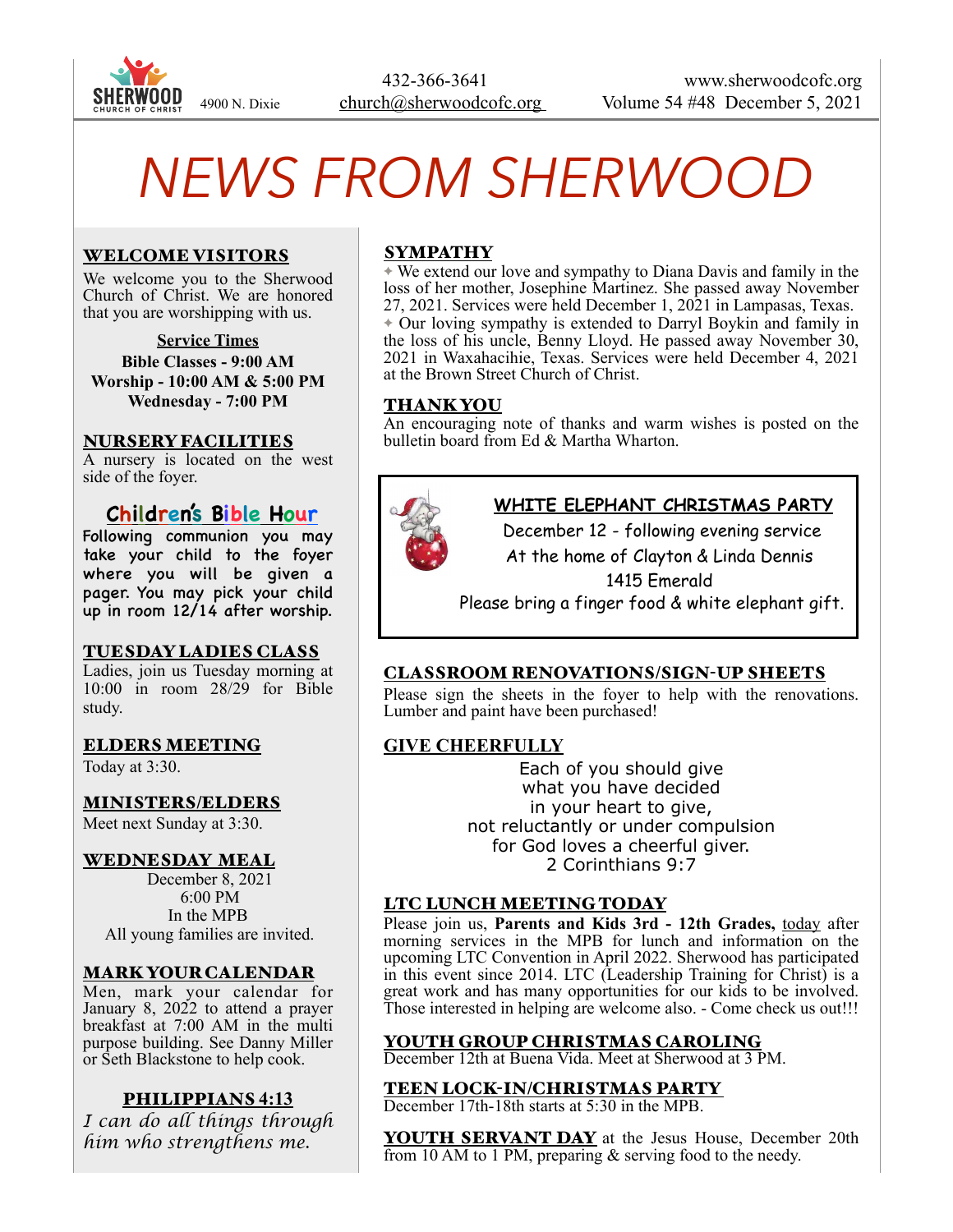SHERWOOD CHURCH OF CHRIST 4900 N. Dixie

432-366-3641
church@sherwoodcofc.org

www.sherwoodcofc.org
Volume 54 #48 December 5, 2021

# *NEWS FROM SHERWOOD*

## WELCOME VISITORS

We welcome you to the Sherwood Church of Christ. We are honored that you are worshipping with us.

**Service Times**
**Bible Classes - 9:00 AM**
**Worship - 10:00 AM & 5:00 PM**
**Wednesday - 7:00 PM**

## NURSERY FACILITIES

A nursery is located on the west side of the foyer.

## Children's Bible Hour

Following communion you may take your child to the foyer where you will be given a pager. You may pick your child up in room 12/14 after worship.

## TUESDAY LADIES CLASS

Ladies, join us Tuesday morning at 10:00 in room 28/29 for Bible study.

## ELDERS MEETING

Today at 3:30.

## MINISTERS/ELDERS

Meet next Sunday at 3:30.

## WEDNESDAY MEAL

December 8, 2021
6:00 PM
In the MPB
All young families are invited.

## MARK YOUR CALENDAR

Men, mark your calendar for January 8, 2022 to attend a prayer breakfast at 7:00 AM in the multi purpose building. See Danny Miller or Seth Blackstone to help cook.

## PHILIPPIANS 4:13

*I can do all things through him who strengthens me.*

## SYMPATHY

✦ We extend our love and sympathy to Diana Davis and family in the loss of her mother, Josephine Martinez. She passed away November 27, 2021. Services were held December 1, 2021 in Lampasas, Texas.

✦ Our loving sympathy is extended to Darryl Boykin and family in the loss of his uncle, Benny Lloyd. He passed away November 30, 2021 in Waxahacihie, Texas. Services were held December 4, 2021 at the Brown Street Church of Christ.

## THANK YOU

An encouraging note of thanks and warm wishes is posted on the bulletin board from Ed & Martha Wharton.

## WHITE ELEPHANT CHRISTMAS PARTY

December 12 - following evening service
At the home of Clayton & Linda Dennis
1415 Emerald
Please bring a finger food & white elephant gift.

## CLASSROOM RENOVATIONS/SIGN-UP SHEETS

Please sign the sheets in the foyer to help with the renovations. Lumber and paint have been purchased!

## GIVE CHEERFULLY

Each of you should give
what you have decided
in your heart to give,
not reluctantly or under compulsion
for God loves a cheerful giver.
2 Corinthians 9:7

## LTC LUNCH MEETING TODAY

Please join us, **Parents and Kids 3rd - 12th Grades,** today after morning services in the MPB for lunch and information on the upcoming LTC Convention in April 2022. Sherwood has participated in this event since 2014. LTC (Leadership Training for Christ) is a great work and has many opportunities for our kids to be involved. Those interested in helping are welcome also. - Come check us out!!!

## YOUTH GROUP CHRISTMAS CAROLING

December 12th at Buena Vida. Meet at Sherwood at 3 PM.

## TEEN LOCK-IN/CHRISTMAS PARTY

December 17th-18th starts at 5:30 in the MPB.

**YOUTH SERVANT DAY** at the Jesus House, December 20th from 10 AM to 1 PM, preparing & serving food to the needy.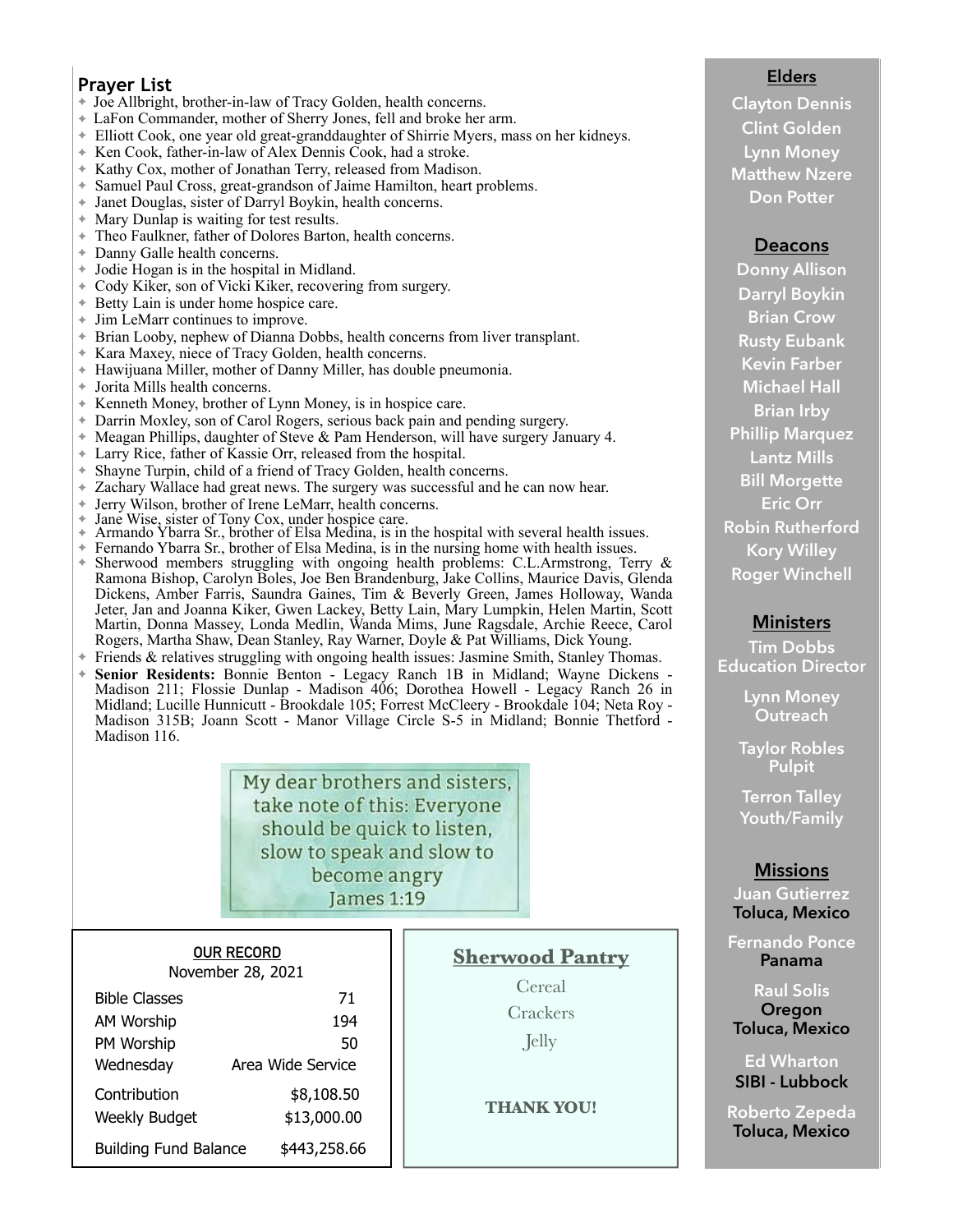## Prayer List

- Joe Allbright, brother-in-law of Tracy Golden, health concerns.
- LaFon Commander, mother of Sherry Jones, fell and broke her arm.
- Elliott Cook, one year old great-granddaughter of Shirrie Myers, mass on her kidneys.
- Ken Cook, father-in-law of Alex Dennis Cook, had a stroke.
- Kathy Cox, mother of Jonathan Terry, released from Madison.
- Samuel Paul Cross, great-grandson of Jaime Hamilton, heart problems.
- Janet Douglas, sister of Darryl Boykin, health concerns.
- Mary Dunlap is waiting for test results.
- Theo Faulkner, father of Dolores Barton, health concerns.
- Danny Galle health concerns.
- Jodie Hogan is in the hospital in Midland.
- Cody Kiker, son of Vicki Kiker, recovering from surgery.
- Betty Lain is under home hospice care.
- Jim LeMarr continues to improve.
- Brian Looby, nephew of Dianna Dobbs, health concerns from liver transplant.
- Kara Maxey, niece of Tracy Golden, health concerns.
- Hawijuana Miller, mother of Danny Miller, has double pneumonia.
- Jorita Mills health concerns.
- Kenneth Money, brother of Lynn Money, is in hospice care.
- Darrin Moxley, son of Carol Rogers, serious back pain and pending surgery.
- Meagan Phillips, daughter of Steve & Pam Henderson, will have surgery January 4.
- Larry Rice, father of Kassie Orr, released from the hospital.
- Shayne Turpin, child of a friend of Tracy Golden, health concerns.
- Zachary Wallace had great news. The surgery was successful and he can now hear.
- Jerry Wilson, brother of Irene LeMarr, health concerns.
- Jane Wise, sister of Tony Cox, under hospice care.
- Armando Ybarra Sr., brother of Elsa Medina, is in the hospital with several health issues.
- Fernando Ybarra Sr., brother of Elsa Medina, is in the nursing home with health issues.
- Sherwood members struggling with ongoing health problems: C.L.Armstrong, Terry & Ramona Bishop, Carolyn Boles, Joe Ben Brandenburg, Jake Collins, Maurice Davis, Glenda Dickens, Amber Farris, Saundra Gaines, Tim & Beverly Green, James Holloway, Wanda Jeter, Jan and Joanna Kiker, Gwen Lackey, Betty Lain, Mary Lumpkin, Helen Martin, Scott Martin, Donna Massey, Londa Medlin, Wanda Mims, June Ragsdale, Archie Reece, Carol Rogers, Martha Shaw, Dean Stanley, Ray Warner, Doyle & Pat Williams, Dick Young.
- Friends & relatives struggling with ongoing health issues: Jasmine Smith, Stanley Thomas.
- **Senior Residents:** Bonnie Benton - Legacy Ranch 1B in Midland; Wayne Dickens - Madison 211; Flossie Dunlap - Madison 406; Dorothea Howell - Legacy Ranch 26 in Midland; Lucille Hunnicutt - Brookdale 105; Forrest McCleery - Brookdale 104; Neta Roy - Madison 315B; Joann Scott - Manor Village Circle S-5 in Midland; Bonnie Thetford - Madison 116.

My dear brothers and sisters, take note of this: Everyone should be quick to listen, slow to speak and slow to become angry
James 1:19

**OUR RECORD**
November 28, 2021

| | |
|---|---|
| Bible Classes | 71 |
| AM Worship | 194 |
| PM Worship | 50 |
| Wednesday | Area Wide Service |
| Contribution | $8,108.50 |
| Weekly Budget | $13,000.00 |
| Building Fund Balance | $443,258.66 |

### Sherwood Pantry

Cereal
Crackers
Jelly

**THANK YOU!**

### Elders

Clayton Dennis
Clint Golden
Lynn Money
Matthew Nzere
Don Potter

### Deacons

Donny Allison
Darryl Boykin
Brian Crow
Rusty Eubank
Kevin Farber
Michael Hall
Brian Irby
Phillip Marquez
Lantz Mills
Bill Morgette
Eric Orr
Robin Rutherford
Kory Willey
Roger Winchell

### Ministers

Tim Dobbs
Education Director

Lynn Money
Outreach

Taylor Robles
Pulpit

Terron Talley
Youth/Family

### Missions

Juan Gutierrez
Toluca, Mexico

Fernando Ponce
Panama

Raul Solis
Oregon
Toluca, Mexico

Ed Wharton
SIBI - Lubbock

Roberto Zepeda
Toluca, Mexico